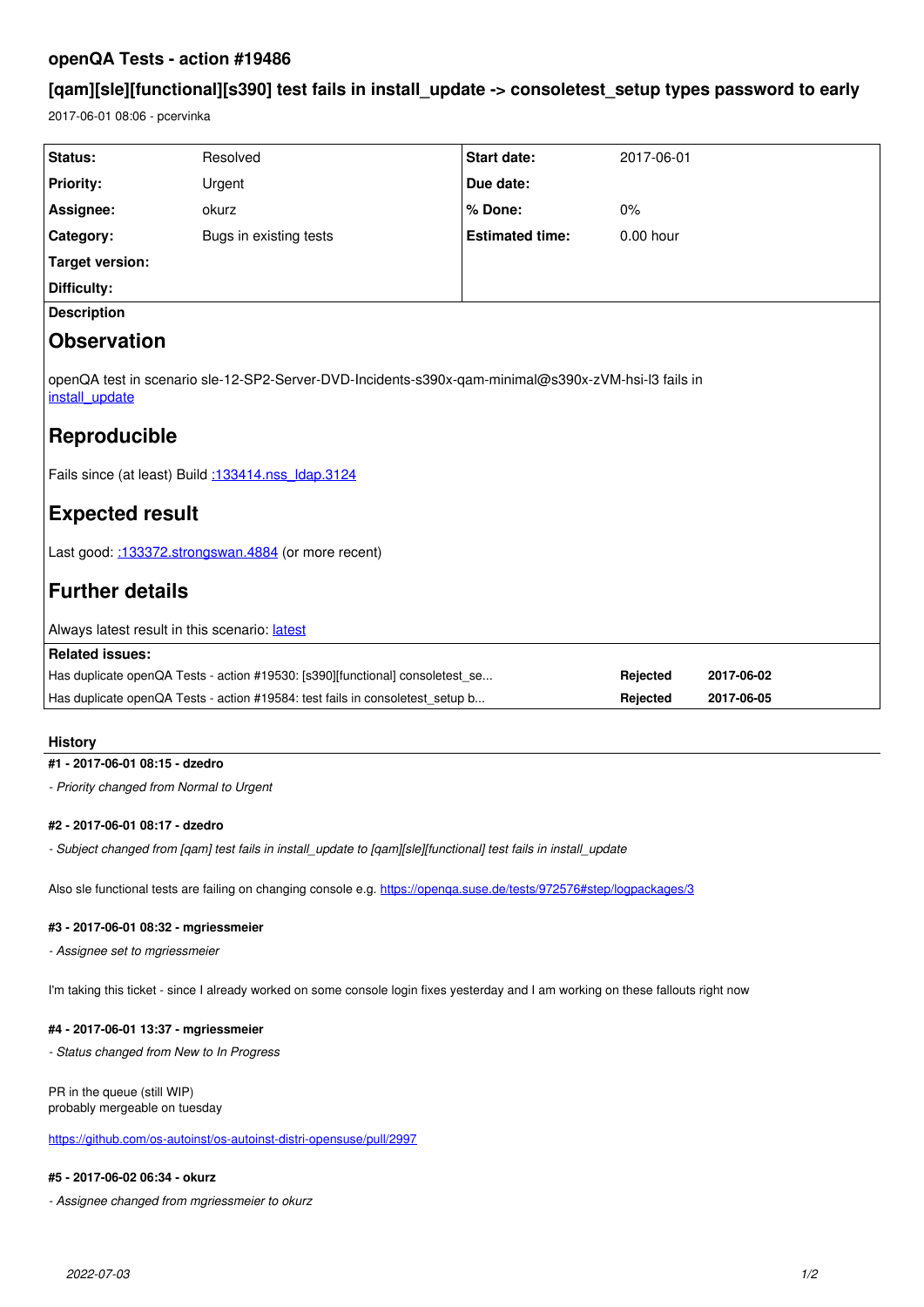# openQA Tests - action #19486

## [qam][sle][functional][s390] test fails in install_update -> consoletest_setup types password to early

2017-06-01 08:06 - pcervinka

| Status: | Resolved | Start date: | 2017-06-01 |
|---|---|---|---|
| Priority: | Urgent | Due date: | |
| Assignee: | okurz | % Done: | 0% |
| Category: | Bugs in existing tests | Estimated time: | 0.00 hour |
| Target version: | | | |
| Difficulty: | | | |

**Description**

## Observation

openQA test in scenario sle-12-SP2-Server-DVD-Incidents-s390x-qam-minimal@s390x-zVM-hsi-l3 fails in install_update

## Reproducible

Fails since (at least) Build :133414.nss_ldap.3124

## Expected result

Last good: :133372.strongswan.4884 (or more recent)

## Further details

Always latest result in this scenario: latest

**Related issues:**

| | | |
|---|---|---|
| Has duplicate openQA Tests - action #19530: [s390][functional] consoletest_se... | **Rejected** | **2017-06-02** |
| Has duplicate openQA Tests - action #19584: test fails in consoletest_setup b... | **Rejected** | **2017-06-05** |

### History

**#1 - 2017-06-01 08:15 - dzedro**

*- Priority changed from Normal to Urgent*

**#2 - 2017-06-01 08:17 - dzedro**

*- Subject changed from [qam] test fails in install_update to [qam][sle][functional] test fails in install_update*

Also sle functional tests are failing on changing console e.g. https://openqa.suse.de/tests/972576#step/logpackages/3

**#3 - 2017-06-01 08:32 - mgriessmeier**

*- Assignee set to mgriessmeier*

I'm taking this ticket - since I already worked on some console login fixes yesterday and I am working on these fallouts right now

**#4 - 2017-06-01 13:37 - mgriessmeier**

*- Status changed from New to In Progress*

PR in the queue (still WIP)
probably mergeable on tuesday

https://github.com/os-autoinst/os-autoinst-distri-opensuse/pull/2997

**#5 - 2017-06-02 06:34 - okurz**

*- Assignee changed from mgriessmeier to okurz*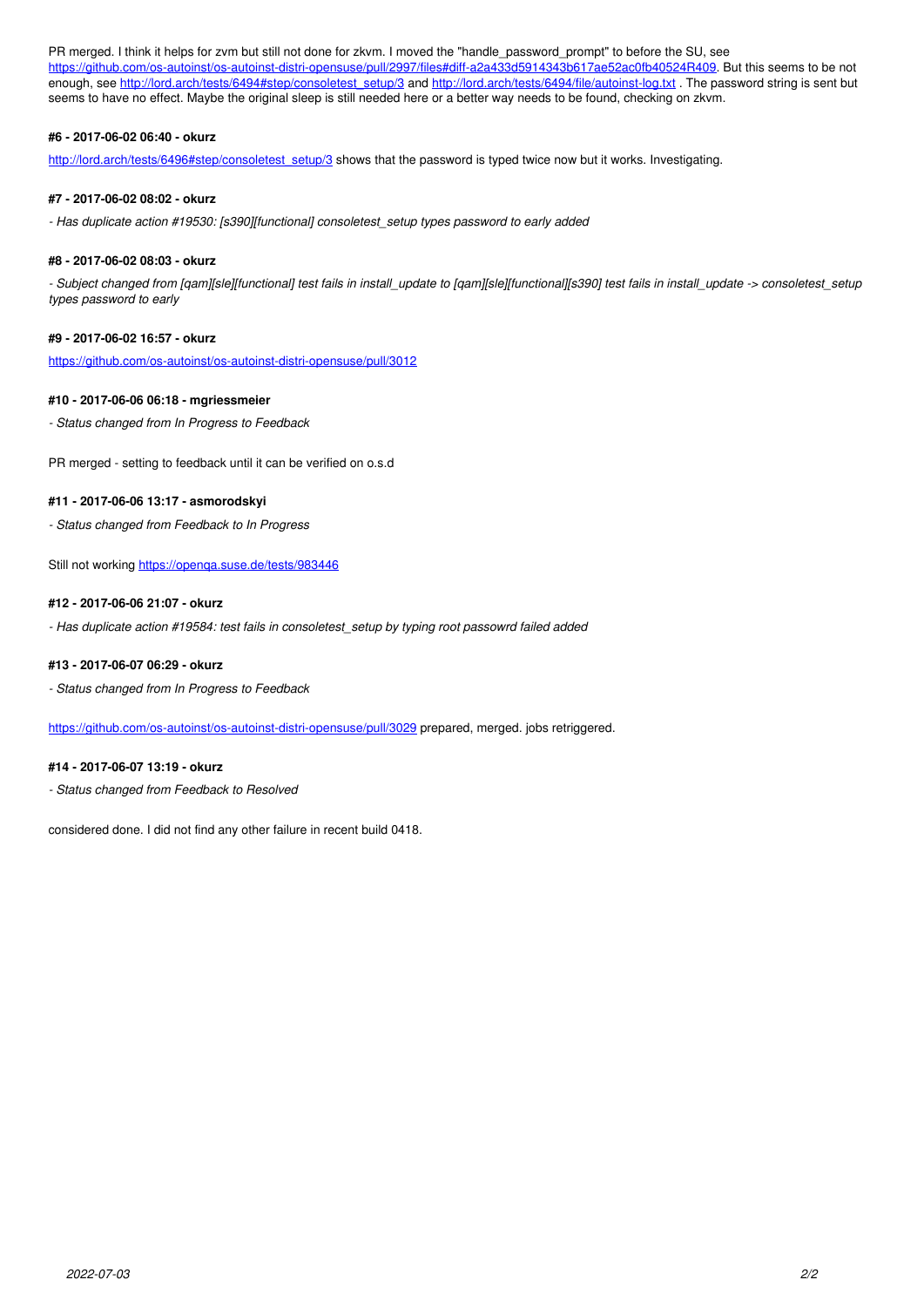PR merged. I think it helps for zvm but still not done for zkvm. I moved the "handle_password_prompt" to before the SU, see https://github.com/os-autoinst/os-autoinst-distri-opensuse/pull/2997/files#diff-a2a433d5914343b617ae52ac0fb40524R409. But this seems to be not enough, see http://lord.arch/tests/6494#step/consoletest_setup/3 and http://lord.arch/tests/6494/file/autoinst-log.txt . The password string is sent but seems to have no effect. Maybe the original sleep is still needed here or a better way needs to be found, checking on zkvm.

#### #6 - 2017-06-02 06:40 - okurz

http://lord.arch/tests/6496#step/consoletest_setup/3 shows that the password is typed twice now but it works. Investigating.

#### #7 - 2017-06-02 08:02 - okurz

*- Has duplicate action #19530: [s390][functional] consoletest_setup types password to early added*

#### #8 - 2017-06-02 08:03 - okurz

*- Subject changed from [qam][sle][functional] test fails in install_update to [qam][sle][functional][s390] test fails in install_update -> consoletest_setup types password to early*

#### #9 - 2017-06-02 16:57 - okurz

https://github.com/os-autoinst/os-autoinst-distri-opensuse/pull/3012

#### #10 - 2017-06-06 06:18 - mgriessmeier

*- Status changed from In Progress to Feedback*

PR merged - setting to feedback until it can be verified on o.s.d

#### #11 - 2017-06-06 13:17 - asmorodskyi

*- Status changed from Feedback to In Progress*

Still not working https://openqa.suse.de/tests/983446

#### #12 - 2017-06-06 21:07 - okurz

*- Has duplicate action #19584: test fails in consoletest_setup by typing root passowrd failed added*

#### #13 - 2017-06-07 06:29 - okurz

*- Status changed from In Progress to Feedback*

https://github.com/os-autoinst/os-autoinst-distri-opensuse/pull/3029 prepared, merged. jobs retriggered.

#### #14 - 2017-06-07 13:19 - okurz

*- Status changed from Feedback to Resolved*

considered done. I did not find any other failure in recent build 0418.